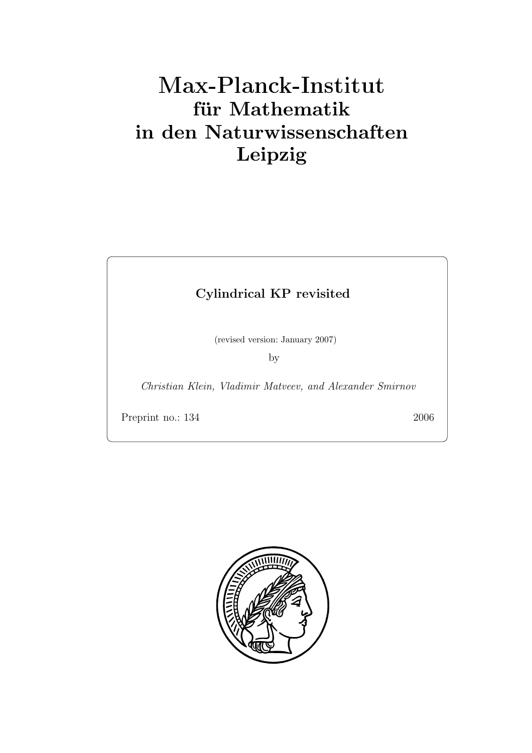# Max-Planck-Institut
## für Mathematik
## in den Naturwissenschaften
## Leipzig

**Cylindrical KP revisited**

(revised version: January 2007)

by

*Christian Klein, Vladimir Matveev, and Alexander Smirnov*

Preprint no.: 134 2006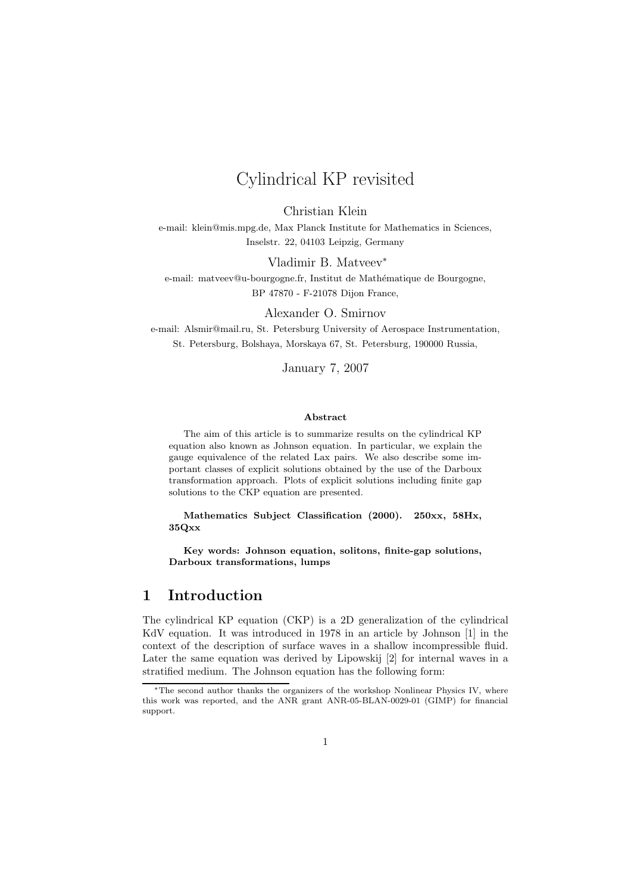# Cylindrical KP revisited

Christian Klein

e-mail: klein@mis.mpg.de, Max Planck Institute for Mathematics in Sciences, Inselstr. 22, 04103 Leipzig, Germany

Vladimir B. Matveev*

e-mail: matveev@u-bourgogne.fr, Institut de Mathématique de Bourgogne, BP 47870 - F-21078 Dijon France,

Alexander O. Smirnov

e-mail: Alsmir@mail.ru, St. Petersburg University of Aerospace Instrumentation, St. Petersburg, Bolshaya, Morskaya 67, St. Petersburg, 190000 Russia,

January 7, 2007

**Abstract**

The aim of this article is to summarize results on the cylindrical KP equation also known as Johnson equation. In particular, we explain the gauge equivalence of the related Lax pairs. We also describe some important classes of explicit solutions obtained by the use of the Darboux transformation approach. Plots of explicit solutions including finite gap solutions to the CKP equation are presented.

**Mathematics Subject Classification (2000). 250xx, 58Hx, 35Qxx**

**Key words: Johnson equation, solitons, finite-gap solutions, Darboux transformations, lumps**

## 1 Introduction

The cylindrical KP equation (CKP) is a 2D generalization of the cylindrical KdV equation. It was introduced in 1978 in an article by Johnson [1] in the context of the description of surface waves in a shallow incompressible fluid. Later the same equation was derived by Lipowskij [2] for internal waves in a stratified medium. The Johnson equation has the following form:

*The second author thanks the organizers of the workshop Nonlinear Physics IV, where this work was reported, and the ANR grant ANR-05-BLAN-0029-01 (GIMP) for financial support.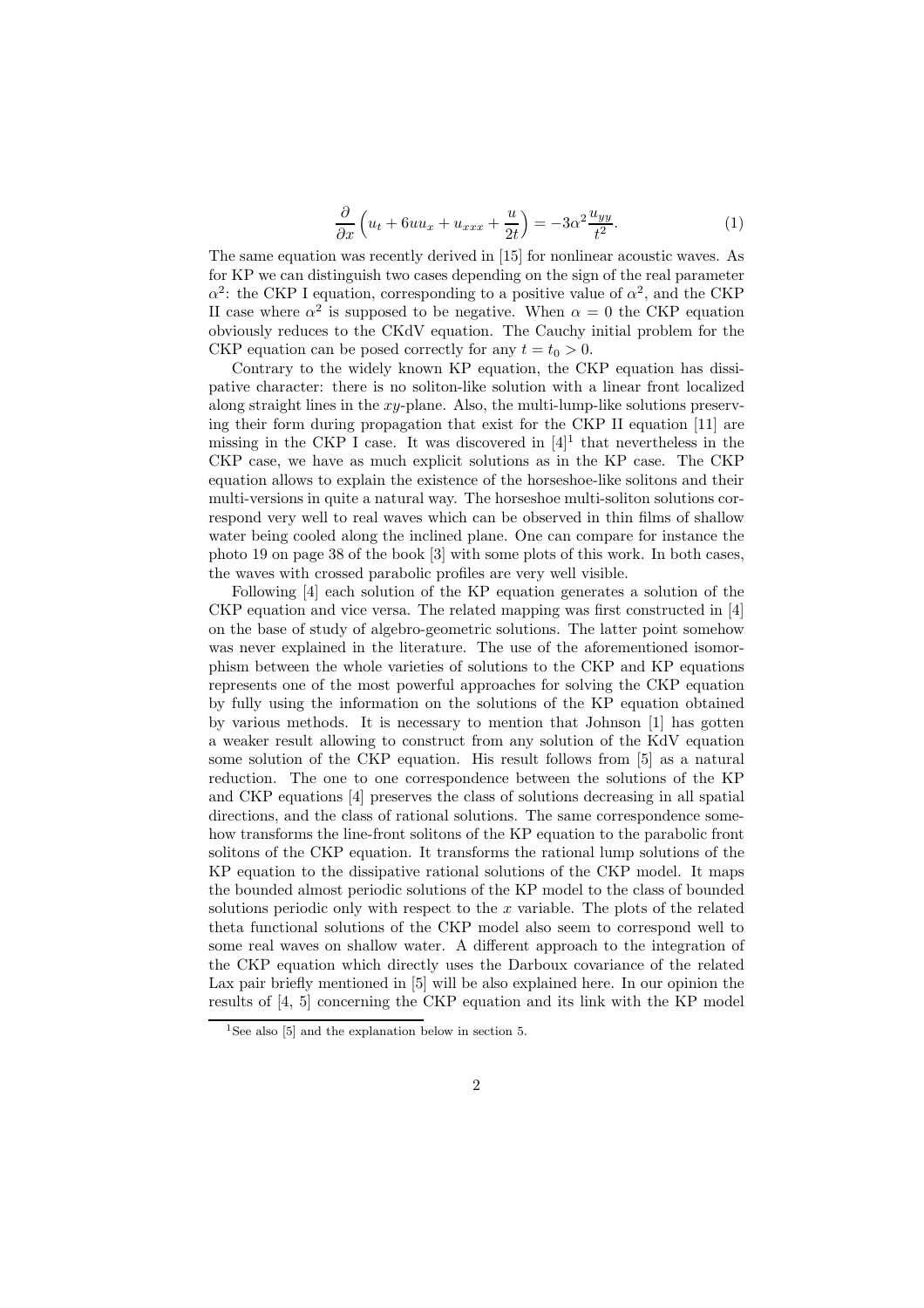$$\frac{\partial}{\partial x}\left(u_t + 6uu_x + u_{xxx} + \frac{u}{2t}\right) = -3\alpha^2 \frac{u_{yy}}{t^2}. \tag{1}$$

The same equation was recently derived in [15] for nonlinear acoustic waves. As for KP we can distinguish two cases depending on the sign of the real parameter $\alpha^2$: the CKP I equation, corresponding to a positive value of $\alpha^2$, and the CKP II case where $\alpha^2$ is supposed to be negative. When $\alpha = 0$ the CKP equation obviously reduces to the CKdV equation. The Cauchy initial problem for the CKP equation can be posed correctly for any $t = t_0 > 0$.

Contrary to the widely known KP equation, the CKP equation has dissipative character: there is no soliton-like solution with a linear front localized along straight lines in the $xy$-plane. Also, the multi-lump-like solutions preserving their form during propagation that exist for the CKP II equation [11] are missing in the CKP I case. It was discovered in [4][1] that nevertheless in the CKP case, we have as much explicit solutions as in the KP case. The CKP equation allows to explain the existence of the horseshoe-like solitons and their multi-versions in quite a natural way. The horseshoe multi-soliton solutions correspond very well to real waves which can be observed in thin films of shallow water being cooled along the inclined plane. One can compare for instance the photo 19 on page 38 of the book [3] with some plots of this work. In both cases, the waves with crossed parabolic profiles are very well visible.

Following [4] each solution of the KP equation generates a solution of the CKP equation and vice versa. The related mapping was first constructed in [4] on the base of study of algebro-geometric solutions. The latter point somehow was never explained in the literature. The use of the aforementioned isomorphism between the whole varieties of solutions to the CKP and KP equations represents one of the most powerful approaches for solving the CKP equation by fully using the information on the solutions of the KP equation obtained by various methods. It is necessary to mention that Johnson [1] has gotten a weaker result allowing to construct from any solution of the KdV equation some solution of the CKP equation. His result follows from [5] as a natural reduction. The one to one correspondence between the solutions of the KP and CKP equations [4] preserves the class of solutions decreasing in all spatial directions, and the class of rational solutions. The same correspondence somehow transforms the line-front solitons of the KP equation to the parabolic front solitons of the CKP equation. It transforms the rational lump solutions of the KP equation to the dissipative rational solutions of the CKP model. It maps the bounded almost periodic solutions of the KP model to the class of bounded solutions periodic only with respect to the $x$ variable. The plots of the related theta functional solutions of the CKP model also seem to correspond well to some real waves on shallow water. A different approach to the integration of the CKP equation which directly uses the Darboux covariance of the related Lax pair briefly mentioned in [5] will be also explained here. In our opinion the results of [4, 5] concerning the CKP equation and its link with the KP model

[1] See also [5] and the explanation below in section 5.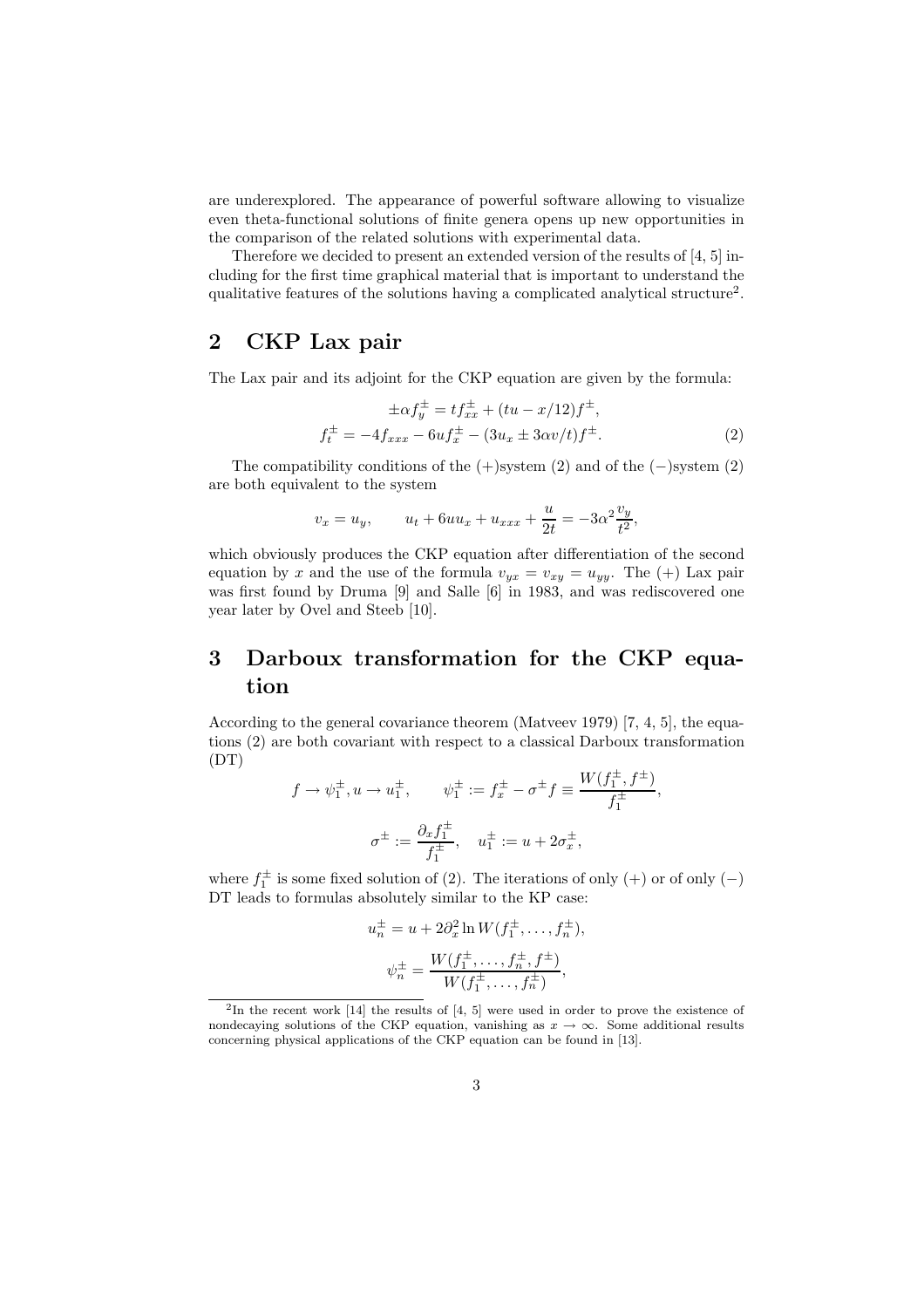are underexplored. The appearance of powerful software allowing to visualize even theta-functional solutions of finite genera opens up new opportunities in the comparison of the related solutions with experimental data.

Therefore we decided to present an extended version of the results of [4, 5] including for the first time graphical material that is important to understand the qualitative features of the solutions having a complicated analytical structure[2].

## 2 CKP Lax pair

The Lax pair and its adjoint for the CKP equation are given by the formula:

$$\pm\alpha f_y^{\pm} = t f_{xx}^{\pm} + (tu - x/12) f^{\pm},$$
$$f_t^{\pm} = -4 f_{xxx} - 6u f_x^{\pm} - (3u_x \pm 3\alpha v/t) f^{\pm}. \tag{2}$$

The compatibility conditions of the (+)system (2) and of the (−)system (2) are both equivalent to the system

$$v_x = u_y, \qquad u_t + 6uu_x + u_{xxx} + \frac{u}{2t} = -3\alpha^2 \frac{v_y}{t^2},$$

which obviously produces the CKP equation after differentiation of the second equation by $x$ and the use of the formula $v_{yx} = v_{xy} = u_{yy}$. The (+) Lax pair was first found by Druma [9] and Salle [6] in 1983, and was rediscovered one year later by Ovel and Steeb [10].

## 3 Darboux transformation for the CKP equation

According to the general covariance theorem (Matveev 1979) [7, 4, 5], the equations (2) are both covariant with respect to a classical Darboux transformation (DT)

$$f \to \psi_1^{\pm}, u \to u_1^{\pm}, \qquad \psi_1^{\pm} := f_x^{\pm} - \sigma^{\pm} f \equiv \frac{W(f_1^{\pm}, f^{\pm})}{f_1^{\pm}},$$

$$\sigma^{\pm} := \frac{\partial_x f_1^{\pm}}{f_1^{\pm}}, \quad u_1^{\pm} := u + 2\sigma_x^{\pm},$$

where $f_1^{\pm}$ is some fixed solution of (2). The iterations of only (+) or of only (−) DT leads to formulas absolutely similar to the KP case:

$$u_n^{\pm} = u + 2\partial_x^2 \ln W(f_1^{\pm}, \ldots, f_n^{\pm}),$$

$$\psi_n^{\pm} = \frac{W(f_1^{\pm}, \ldots, f_n^{\pm}, f^{\pm})}{W(f_1^{\pm}, \ldots, f_n^{\pm})},$$

[2] In the recent work [14] the results of [4, 5] were used in order to prove the existence of nondecaying solutions of the CKP equation, vanishing as $x \to \infty$. Some additional results concerning physical applications of the CKP equation can be found in [13].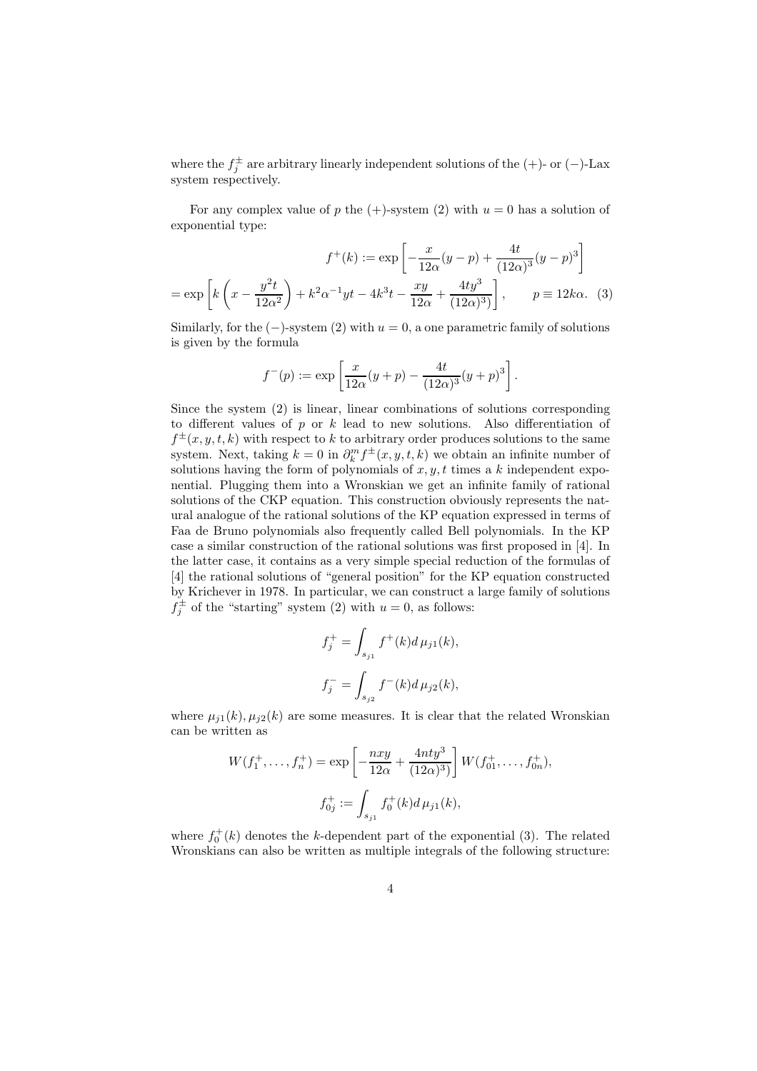where the $f_j^{\pm}$ are arbitrary linearly independent solutions of the (+)- or (−)-Lax system respectively.

For any complex value of $p$ the (+)-system (2) with $u = 0$ has a solution of exponential type:

$$f^{+}(k) := \exp\left[-\frac{x}{12\alpha}(y-p) + \frac{4t}{(12\alpha)^3}(y-p)^3\right]$$

$$= \exp\left[k\left(x - \frac{y^2 t}{12\alpha^2}\right) + k^2\alpha^{-1}yt - 4k^3 t - \frac{xy}{12\alpha} + \frac{4ty^3}{(12\alpha)^3)}\right], \qquad p \equiv 12k\alpha. \quad (3)$$

Similarly, for the (−)-system (2) with $u = 0$, a one parametric family of solutions is given by the formula

$$f^{-}(p) := \exp\left[\frac{x}{12\alpha}(y+p) - \frac{4t}{(12\alpha)^3}(y+p)^3\right].$$

Since the system (2) is linear, linear combinations of solutions corresponding to different values of $p$ or $k$ lead to new solutions. Also differentiation of $f^{\pm}(x, y, t, k)$ with respect to $k$ to arbitrary order produces solutions to the same system. Next, taking $k = 0$ in $\partial_k^m f^{\pm}(x, y, t, k)$ we obtain an infinite number of solutions having the form of polynomials of $x, y, t$ times a $k$ independent exponential. Plugging them into a Wronskian we get an infinite family of rational solutions of the CKP equation. This construction obviously represents the natural analogue of the rational solutions of the KP equation expressed in terms of Faa de Bruno polynomials also frequently called Bell polynomials. In the KP case a similar construction of the rational solutions was first proposed in [4]. In the latter case, it contains as a very simple special reduction of the formulas of [4] the rational solutions of "general position" for the KP equation constructed by Krichever in 1978. In particular, we can construct a large family of solutions $f_j^{\pm}$ of the "starting" system (2) with $u = 0$, as follows:

$$f_j^{+} = \int_{s_{j1}} f^{+}(k) d\,\mu_{j1}(k),$$

$$f_j^{-} = \int_{s_{j2}} f^{-}(k) d\,\mu_{j2}(k),$$

where $\mu_{j1}(k), \mu_{j2}(k)$ are some measures. It is clear that the related Wronskian can be written as

$$W(f_1^{+}, \ldots, f_n^{+}) = \exp\left[-\frac{nxy}{12\alpha} + \frac{4nty^3}{(12\alpha)^3)}\right] W(f_{01}^{+}, \ldots, f_{0n}^{+}),$$

$$f_{0j}^{+} := \int_{s_{j1}} f_0^{+}(k) d\,\mu_{j1}(k),$$

where $f_0^{+}(k)$ denotes the $k$-dependent part of the exponential (3). The related Wronskians can also be written as multiple integrals of the following structure: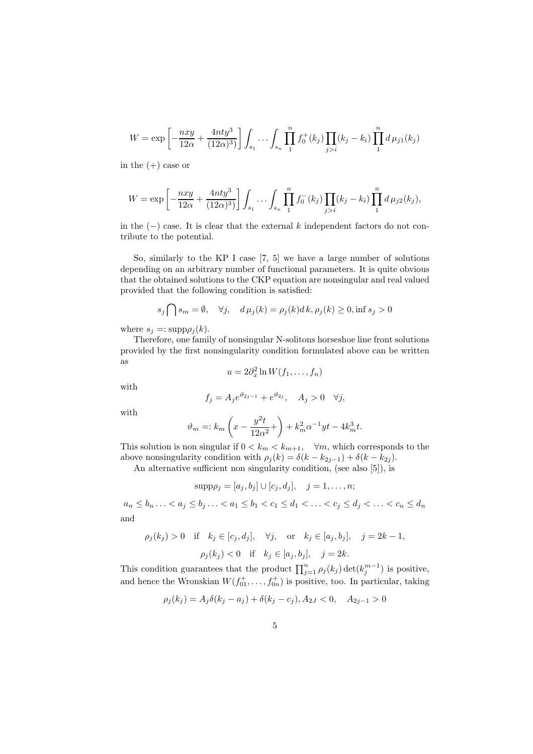$$W = \exp\left[-\frac{nxy}{12\alpha} + \frac{4nty^3}{(12\alpha)^3)}\right]\int_{s_1}\cdots\int_{s_n}\prod_1^n f_0^+(k_j)\prod_{j>i}(k_j-k_i)\prod_1^n d\,\mu_{j1}(k_j)$$

in the (+) case or

$$W = \exp\left[-\frac{nxy}{12\alpha} + \frac{4nty^3}{(12\alpha)^3)}\right]\int_{s_1}\cdots\int_{s_n}\prod_1^n f_0^-(k_j)\prod_{j>i}(k_j-k_i)\prod_1^n d\,\mu_{j2}(k_j),$$

in the (−) case. It is clear that the external $k$ independent factors do not contribute to the potential.

So, similarly to the KP I case [7, 5] we have a large number of solutions depending on an arbitrary number of functional parameters. It is quite obvious that the obtained solutions to the CKP equation are nonsingular and real valued provided that the following condition is satisfied:

$$s_j \bigcap s_m = \emptyset, \quad \forall j, \quad d\,\mu_j(k) = \rho_j(k)d\,k, \rho_j(k) \geq 0, \inf s_j > 0$$

where $s_j =: \mathrm{supp}\rho_j(k)$.

Therefore, one family of nonsingular N-solitons horseshoe line front solutions provided by the first nonsingularity condition formulated above can be written as

$$u = 2\partial_x^2 \ln W(f_1,\ldots,f_n)$$

with

$$f_j = A_j e^{\vartheta_{2j-1}} + e^{\vartheta_{2j}}, \quad A_j > 0 \quad \forall j,$$

with

$$\vartheta_m =: k_m\left(x - \frac{y^2 t}{12\alpha^2} + \right) + k_m^2\alpha^{-1}yt - 4k_m^3 t.$$

This solution is non singular if $0 < k_m < k_{m+1}, \quad \forall m$, which corresponds to the above nonsingularity condition with $\rho_j(k) = \delta(k - k_{2j-1}) + \delta(k - k_{2j})$.

An alternative sufficient non singularity condition, (see also [5]), is

$$\mathrm{supp}\rho_j = [a_j, b_j] \cup [c_j, d_j], \quad j = 1,\ldots,n;$$

$$a_n \leq b_n \ldots < a_j \leq b_j \ldots < a_1 \leq b_1 < c_1 \leq d_1 < \ldots < c_j \leq d_j < \ldots < c_n \leq d_n$$

and

$$\rho_j(k_j) > 0 \quad \text{if} \quad k_j \in [c_j, d_j], \quad \forall j, \quad \text{or} \quad k_j \in [a_j, b_j], \quad j = 2k-1,$$

$$\rho_j(k_j) < 0 \quad \text{if} \quad k_j \in [a_j, b_j], \quad j = 2k.$$

This condition guarantees that the product $\prod_{j=1}^n \rho_j(k_j)\det(k_j^{m-1})$ is positive, and hence the Wronskian $W(f_{01}^+,\ldots,f_{0n}^+)$ is positive, too. In particular, taking

$$\rho_j(k_j) = A_j\delta(k_j - a_j) + \delta(k_j - c_j), A_{2J} < 0, \quad A_{2j-1} > 0$$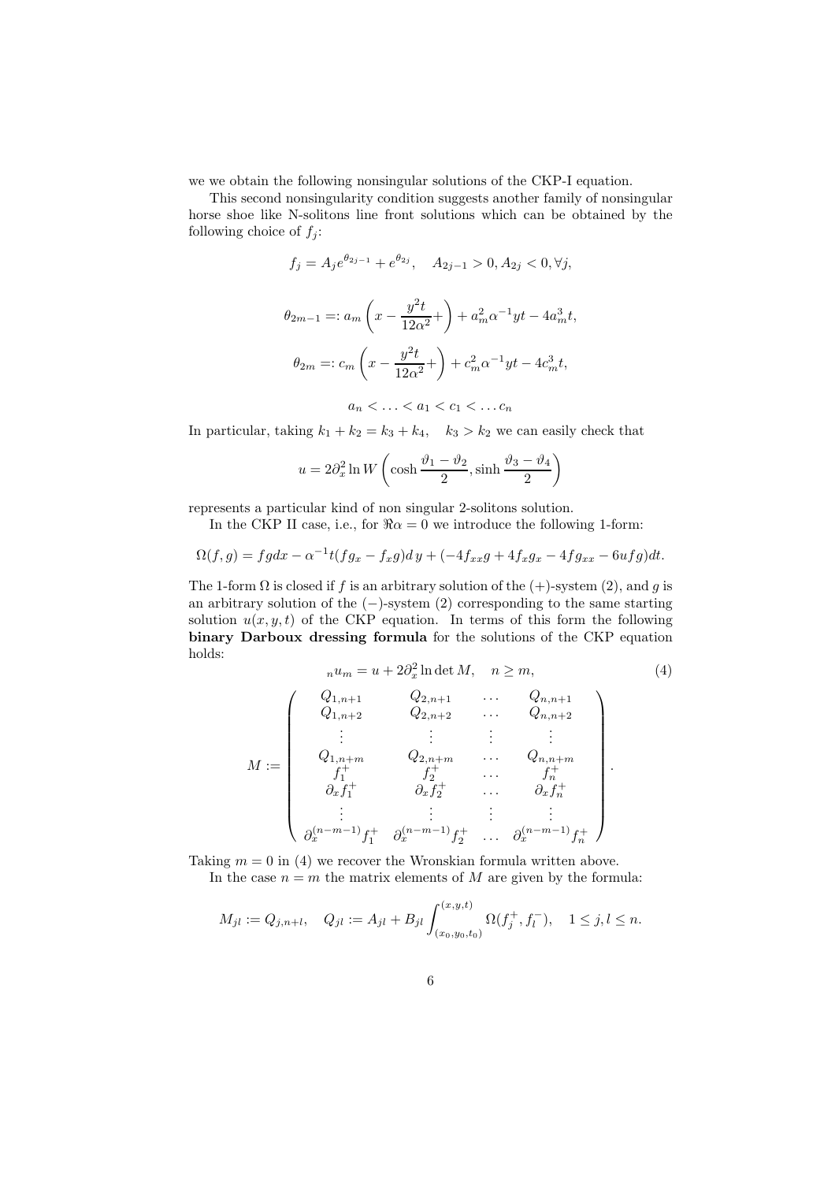we we obtain the following nonsingular solutions of the CKP-I equation.

This second nonsingularity condition suggests another family of nonsingular horse shoe like N-solitons line front solutions which can be obtained by the following choice of $f_j$:

$$f_j = A_j e^{\theta_{2j-1}} + e^{\theta_{2j}}, \quad A_{2j-1} > 0, A_{2j} < 0, \forall j,$$

$$\theta_{2m-1} =: a_m \left( x - \frac{y^2 t}{12\alpha^2} + \right) + a_m^2 \alpha^{-1} yt - 4a_m^3 t,$$

$$\theta_{2m} =: c_m \left( x - \frac{y^2 t}{12\alpha^2} + \right) + c_m^2 \alpha^{-1} yt - 4c_m^3 t,$$

$$a_n < \ldots < a_1 < c_1 < \ldots c_n$$

In particular, taking $k_1 + k_2 = k_3 + k_4, \quad k_3 > k_2$ we can easily check that

$$u = 2\partial_x^2 \ln W \left( \cosh \frac{\vartheta_1 - \vartheta_2}{2}, \sinh \frac{\vartheta_3 - \vartheta_4}{2} \right)$$

represents a particular kind of non singular 2-solitons solution.

In the CKP II case, i.e., for $\Re\alpha = 0$ we introduce the following 1-form:

$$\Omega(f,g) = fgdx - \alpha^{-1} t(fg_x - f_x g) dy + (-4f_{xxx}g + 4f_x g_x - 4fg_{xx} - 6ufg)dt.$$

The 1-form $\Omega$ is closed if $f$ is an arbitrary solution of the (+)-system (2), and $g$ is an arbitrary solution of the (−)-system (2) corresponding to the same starting solution $u(x,y,t)$ of the CKP equation. In terms of this form the following **binary Darboux dressing formula** for the solutions of the CKP equation holds:

$$_n u_m = u + 2\partial_x^2 \ln \det M, \quad n \geq m, \tag{4}$$

$$M := \begin{pmatrix} Q_{1,n+1} & Q_{2,n+1} & \ldots & Q_{n,n+1} \\ Q_{1,n+2} & Q_{2,n+2} & \ldots & Q_{n,n+2} \\ \vdots & \vdots & \vdots & \vdots \\ Q_{1,n+m} & Q_{2,n+m} & \ldots & Q_{n,n+m} \\ f_1^+ & f_2^+ & \ldots & f_n^+ \\ \partial_x f_1^+ & \partial_x f_2^+ & \ldots & \partial_x f_n^+ \\ \vdots & \vdots & \vdots & \vdots \\ \partial_x^{(n-m-1)} f_1^+ & \partial_x^{(n-m-1)} f_2^+ & \ldots & \partial_x^{(n-m-1)} f_n^+ \end{pmatrix}.$$

Taking $m = 0$ in (4) we recover the Wronskian formula written above.

In the case $n = m$ the matrix elements of $M$ are given by the formula:

$$M_{jl} := Q_{j,n+l}, \quad Q_{jl} := A_{jl} + B_{jl} \int_{(x_0,y_0,t_0)}^{(x,y,t)} \Omega(f_j^+, f_l^-), \quad 1 \leq j,l \leq n.$$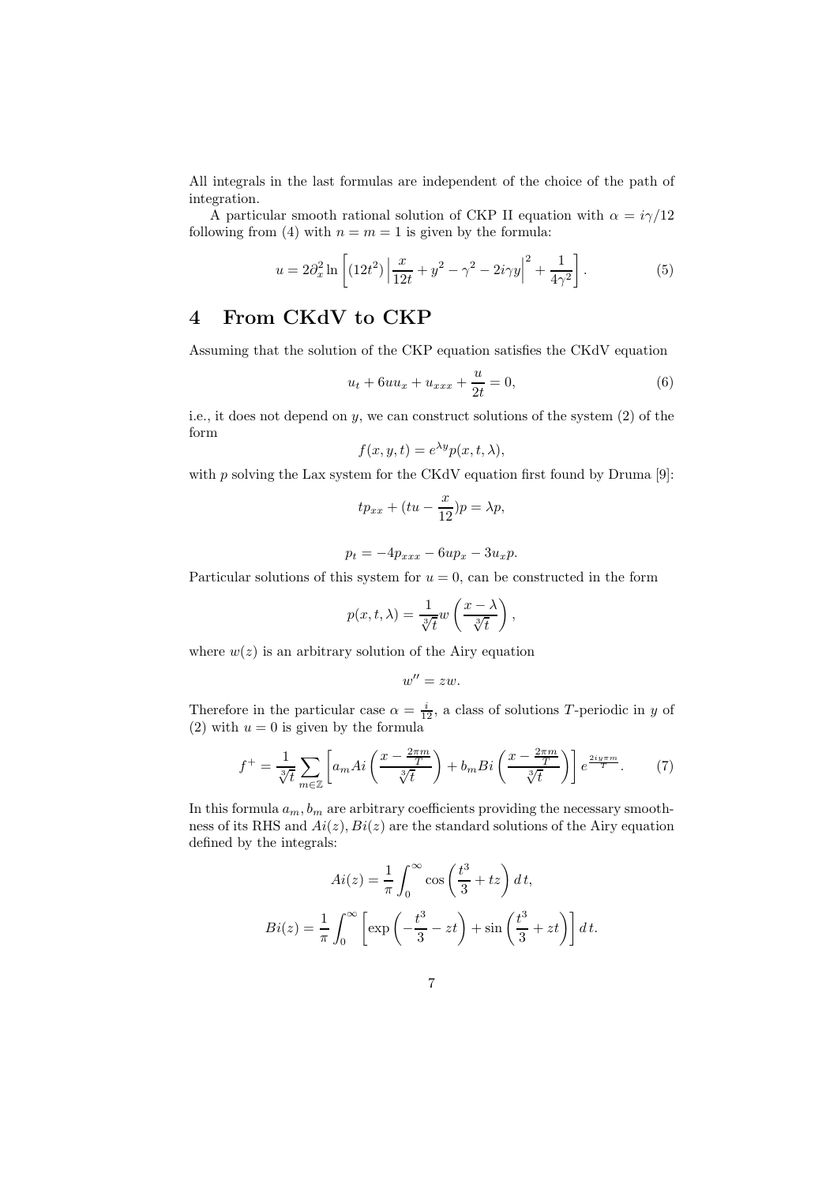All integrals in the last formulas are independent of the choice of the path of integration.

A particular smooth rational solution of CKP II equation with $\alpha = i\gamma/12$ following from (4) with $n = m = 1$ is given by the formula:

$$u = 2\partial_x^2 \ln \left[ (12t^2) \left| \frac{x}{12t} + y^2 - \gamma^2 - 2i\gamma y \right|^2 + \frac{1}{4\gamma^2} \right]. \tag{5}$$

## 4 From CKdV to CKP

Assuming that the solution of the CKP equation satisfies the CKdV equation

$$u_t + 6uu_x + u_{xxx} + \frac{u}{2t} = 0, \tag{6}$$

i.e., it does not depend on $y$, we can construct solutions of the system (2) of the form

$$f(x, y, t) = e^{\lambda y} p(x, t, \lambda),$$

with $p$ solving the Lax system for the CKdV equation first found by Druma [9]:

$$tp_{xx} + (tu - \frac{x}{12})p = \lambda p,$$

$$p_t = -4p_{xxx} - 6up_x - 3u_x p.$$

Particular solutions of this system for $u = 0$, can be constructed in the form

$$p(x, t, \lambda) = \frac{1}{\sqrt[3]{t}} w\left( \frac{x - \lambda}{\sqrt[3]{t}} \right),$$

where $w(z)$ is an arbitrary solution of the Airy equation

$$w'' = zw.$$

Therefore in the particular case $\alpha = \frac{i}{12}$, a class of solutions $T$-periodic in $y$ of (2) with $u = 0$ is given by the formula

$$f^+ = \frac{1}{\sqrt[3]{t}} \sum_{m \in \mathbb{Z}} \left[ a_m Ai\left( \frac{x - \frac{2\pi m}{T}}{\sqrt[3]{t}} \right) + b_m Bi\left( \frac{x - \frac{2\pi m}{T}}{\sqrt[3]{t}} \right) \right] e^{\frac{2iy\pi m}{T}}. \tag{7}$$

In this formula $a_m, b_m$ are arbitrary coefficients providing the necessary smoothness of its RHS and $Ai(z), Bi(z)$ are the standard solutions of the Airy equation defined by the integrals:

$$Ai(z) = \frac{1}{\pi} \int_0^\infty \cos\left( \frac{t^3}{3} + tz \right) dt,$$

$$Bi(z) = \frac{1}{\pi} \int_0^\infty \left[ \exp\left( -\frac{t^3}{3} - zt \right) + \sin\left( \frac{t^3}{3} + zt \right) \right] dt.$$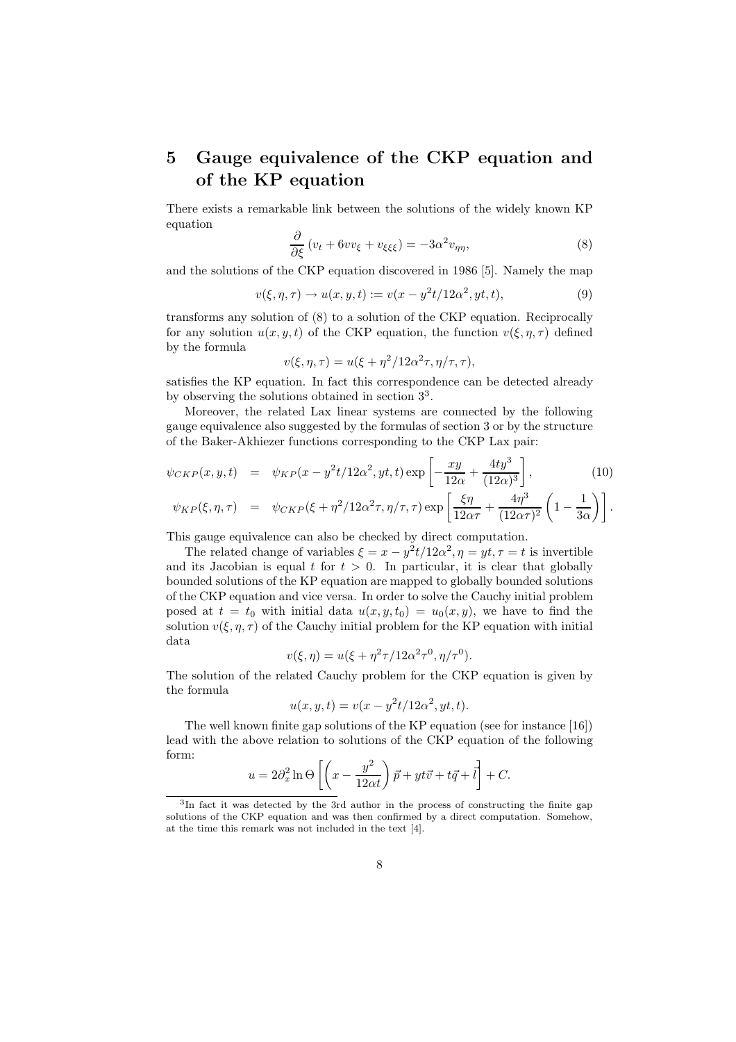## 5 Gauge equivalence of the CKP equation and of the KP equation

There exists a remarkable link between the solutions of the widely known KP equation

$$\frac{\partial}{\partial \xi}\left(v_t + 6vv_\xi + v_{\xi\xi\xi}\right) = -3\alpha^2 v_{\eta\eta}, \tag{8}$$

and the solutions of the CKP equation discovered in 1986 [5]. Namely the map

$$v(\xi,\eta,\tau) \to u(x,y,t) := v(x - y^2t/12\alpha^2, yt, t), \tag{9}$$

transforms any solution of (8) to a solution of the CKP equation. Reciprocally for any solution $u(x,y,t)$ of the CKP equation, the function $v(\xi,\eta,\tau)$ defined by the formula

$$v(\xi,\eta,\tau) = u(\xi + \eta^2/12\alpha^2\tau, \eta/\tau, \tau),$$

satisfies the KP equation. In fact this correspondence can be detected already by observing the solutions obtained in section 3[3].

Moreover, the related Lax linear systems are connected by the following gauge equivalence also suggested by the formulas of section 3 or by the structure of the Baker-Akhiezer functions corresponding to the CKP Lax pair:

$$\begin{aligned}
\psi_{CKP}(x,y,t) &= \psi_{KP}(x - y^2t/12\alpha^2, yt, t)\exp\left[-\frac{xy}{12\alpha} + \frac{4ty^3}{(12\alpha)^3}\right], \qquad (10)\\
\psi_{KP}(\xi,\eta,\tau) &= \psi_{CKP}(\xi + \eta^2/12\alpha^2\tau, \eta/\tau, \tau)\exp\left[\frac{\xi\eta}{12\alpha\tau} + \frac{4\eta^3}{(12\alpha\tau)^2}\left(1 - \frac{1}{3\alpha}\right)\right].
\end{aligned}$$

This gauge equivalence can also be checked by direct computation.

The related change of variables $\xi = x - y^2t/12\alpha^2, \eta = yt, \tau = t$ is invertible and its Jacobian is equal $t$ for $t > 0$. In particular, it is clear that globally bounded solutions of the KP equation are mapped to globally bounded solutions of the CKP equation and vice versa. In order to solve the Cauchy initial problem posed at $t = t_0$ with initial data $u(x,y,t_0) = u_0(x,y)$, we have to find the solution $v(\xi,\eta,\tau)$ of the Cauchy initial problem for the KP equation with initial data

$$v(\xi,\eta) = u(\xi + \eta^2\tau/12\alpha^2\tau^0, \eta/\tau^0).$$

The solution of the related Cauchy problem for the CKP equation is given by the formula

$$u(x,y,t) = v(x - y^2t/12\alpha^2, yt, t).$$

The well known finite gap solutions of the KP equation (see for instance [16]) lead with the above relation to solutions of the CKP equation of the following form:

$$u = 2\partial_x^2 \ln\Theta\left[\left(x - \frac{y^2}{12\alpha t}\right)\vec{p} + yt\vec{v} + t\vec{q} + \vec{l}\right] + C.$$

[3] In fact it was detected by the 3rd author in the process of constructing the finite gap solutions of the CKP equation and was then confirmed by a direct computation. Somehow, at the time this remark was not included in the text [4].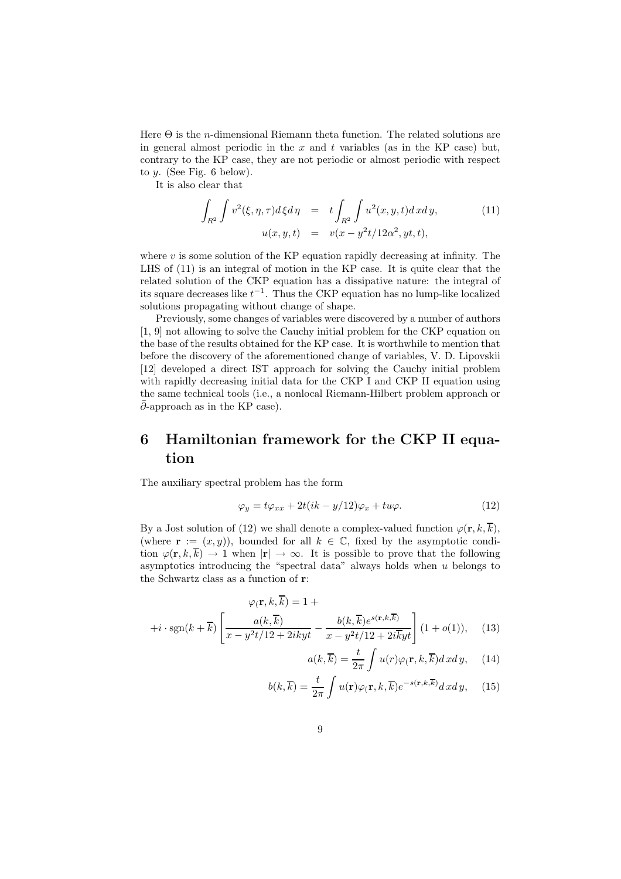Here $\Theta$ is the $n$-dimensional Riemann theta function. The related solutions are in general almost periodic in the $x$ and $t$ variables (as in the KP case) but, contrary to the KP case, they are not periodic or almost periodic with respect to $y$. (See Fig. 6 below).

It is also clear that

$$\begin{aligned}
\int_{R^2}\int v^2(\xi,\eta,\tau)d\xi d\eta &= t\int_{R^2}\int u^2(x,y,t)dx dy, \\
u(x,y,t) &= v(x-y^2t/12\alpha^2, yt, t),
\end{aligned} \tag{11}$$

where $v$ is some solution of the KP equation rapidly decreasing at infinity. The LHS of (11) is an integral of motion in the KP case. It is quite clear that the related solution of the CKP equation has a dissipative nature: the integral of its square decreases like $t^{-1}$. Thus the CKP equation has no lump-like localized solutions propagating without change of shape.

Previously, some changes of variables were discovered by a number of authors [1, 9] not allowing to solve the Cauchy initial problem for the CKP equation on the base of the results obtained for the KP case. It is worthwhile to mention that before the discovery of the aforementioned change of variables, V. D. Lipovskii [12] developed a direct IST approach for solving the Cauchy initial problem with rapidly decreasing initial data for the CKP I and CKP II equation using the same technical tools (i.e., a nonlocal Riemann-Hilbert problem approach or $\bar{\partial}$-approach as in the KP case).

# 6 Hamiltonian framework for the CKP II equation

The auxiliary spectral problem has the form

$$\varphi_y = t\varphi_{xx} + 2t(ik - y/12)\varphi_x + tu\varphi. \tag{12}$$

By a Jost solution of (12) we shall denote a complex-valued function $\varphi(\mathbf{r}, k, \overline{k})$, (where $\mathbf{r} := (x, y)$), bounded for all $k \in \mathbb{C}$, fixed by the asymptotic condition $\varphi(\mathbf{r}, k, \overline{k}) \to 1$ when $|\mathbf{r}| \to \infty$. It is possible to prove that the following asymptotics introducing the "spectral data" always holds when $u$ belongs to the Schwartz class as a function of $\mathbf{r}$:

$$\varphi_(\mathbf{r}, k, \overline{k}) = 1 +$$

$$+ i\cdot\mathrm{sgn}(k+\overline{k})\left[\frac{a(k,\overline{k})}{x - y^2t/12 + 2ikyt} - \frac{b(k,\overline{k})e^{s(\mathbf{r},k,\overline{k})}}{x - y^2t/12 + 2i\overline{k}yt}\right](1 + o(1)), \tag{13}$$

$$a(k,\overline{k}) = \frac{t}{2\pi}\int u(r)\varphi_(\mathbf{r}, k, \overline{k})dx dy, \tag{14}$$

$$b(k,\overline{k}) = \frac{t}{2\pi}\int u(\mathbf{r})\varphi_(\mathbf{r}, k, \overline{k})e^{-s(\mathbf{r},k,\overline{k})}dx dy, \tag{15}$$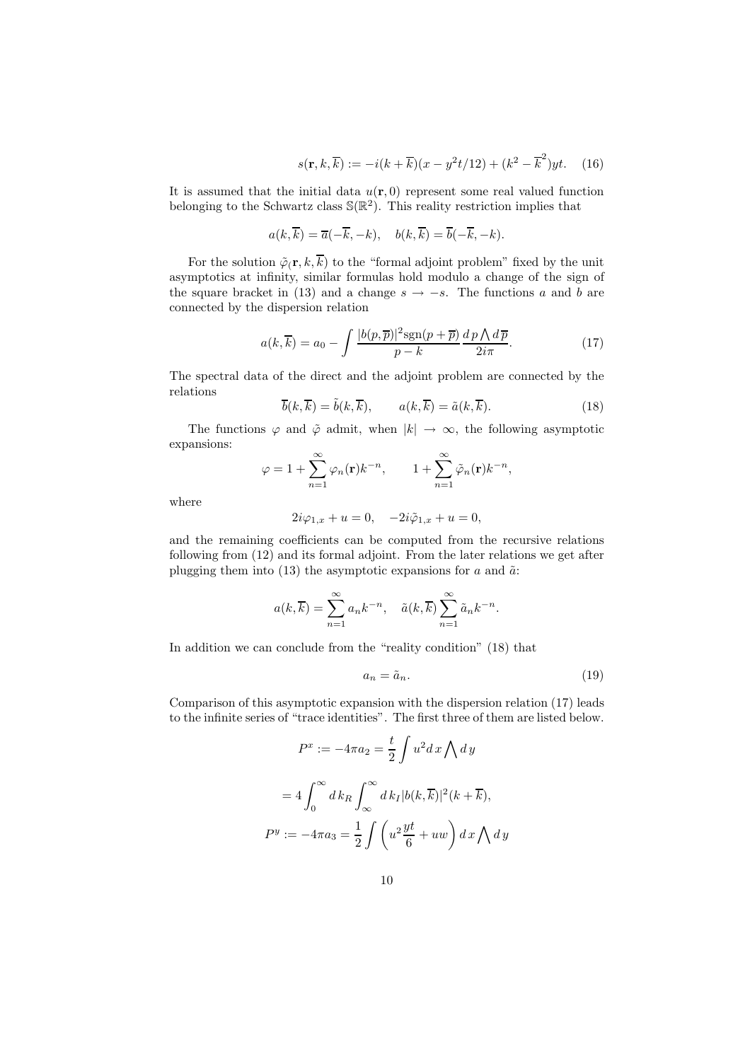$$s(\mathbf{r}, k, \overline{k}) := -i(k + \overline{k})(x - y^2 t/12) + (k^2 - \overline{k}^2) yt. \quad (16)$$

It is assumed that the initial data $u(\mathbf{r}, 0)$ represent some real valued function belonging to the Schwartz class $\mathbb{S}(\mathbb{R}^2)$. This reality restriction implies that

$$a(k, \overline{k}) = \overline{a}(-\overline{k}, -k), \quad b(k, \overline{k}) = \overline{b}(-\overline{k}, -k).$$

For the solution $\tilde{\varphi}(\mathbf{r}, k, \overline{k})$ to the "formal adjoint problem" fixed by the unit asymptotics at infinity, similar formulas hold modulo a change of the sign of the square bracket in (13) and a change $s \to -s$. The functions $a$ and $b$ are connected by the dispersion relation

$$a(k, \overline{k}) = a_0 - \int \frac{|b(p, \overline{p})|^2 \mathrm{sgn}(p + \overline{p})}{p - k} \frac{d\,p \bigwedge d\,\overline{p}}{2i\pi}. \quad (17)$$

The spectral data of the direct and the adjoint problem are connected by the relations

$$\overline{b}(k, \overline{k}) = \tilde{b}(k, \overline{k}), \qquad a(k, \overline{k}) = \tilde{a}(k, \overline{k}). \quad (18)$$

The functions $\varphi$ and $\tilde{\varphi}$ admit, when $|k| \to \infty$, the following asymptotic expansions:

$$\varphi = 1 + \sum_{n=1}^{\infty} \varphi_n(\mathbf{r}) k^{-n}, \qquad 1 + \sum_{n=1}^{\infty} \tilde{\varphi}_n(\mathbf{r}) k^{-n},$$

where

$$2i\varphi_{1,x} + u = 0, \quad -2i\tilde{\varphi}_{1,x} + u = 0,$$

and the remaining coefficients can be computed from the recursive relations following from (12) and its formal adjoint. From the later relations we get after plugging them into (13) the asymptotic expansions for $a$ and $\tilde{a}$:

$$a(k, \overline{k}) = \sum_{n=1}^{\infty} a_n k^{-n}, \quad \tilde{a}(k, \overline{k}) \sum_{n=1}^{\infty} \tilde{a}_n k^{-n}.$$

In addition we can conclude from the "reality condition" (18) that

$$a_n = \tilde{a}_n. \quad (19)$$

Comparison of this asymptotic expansion with the dispersion relation (17) leads to the infinite series of "trace identities". The first three of them are listed below.

$$P^x := -4\pi a_2 = \frac{t}{2} \int u^2 d\,x \bigwedge d\,y$$

$$= 4 \int_0^{\infty} d\,k_R \int_{\infty}^{\infty} d\,k_I |b(k, \overline{k})|^2 (k + \overline{k}),$$

$$P^y := -4\pi a_3 = \frac{1}{2} \int \left( u^2 \frac{yt}{6} + uw \right) d\,x \bigwedge d\,y$$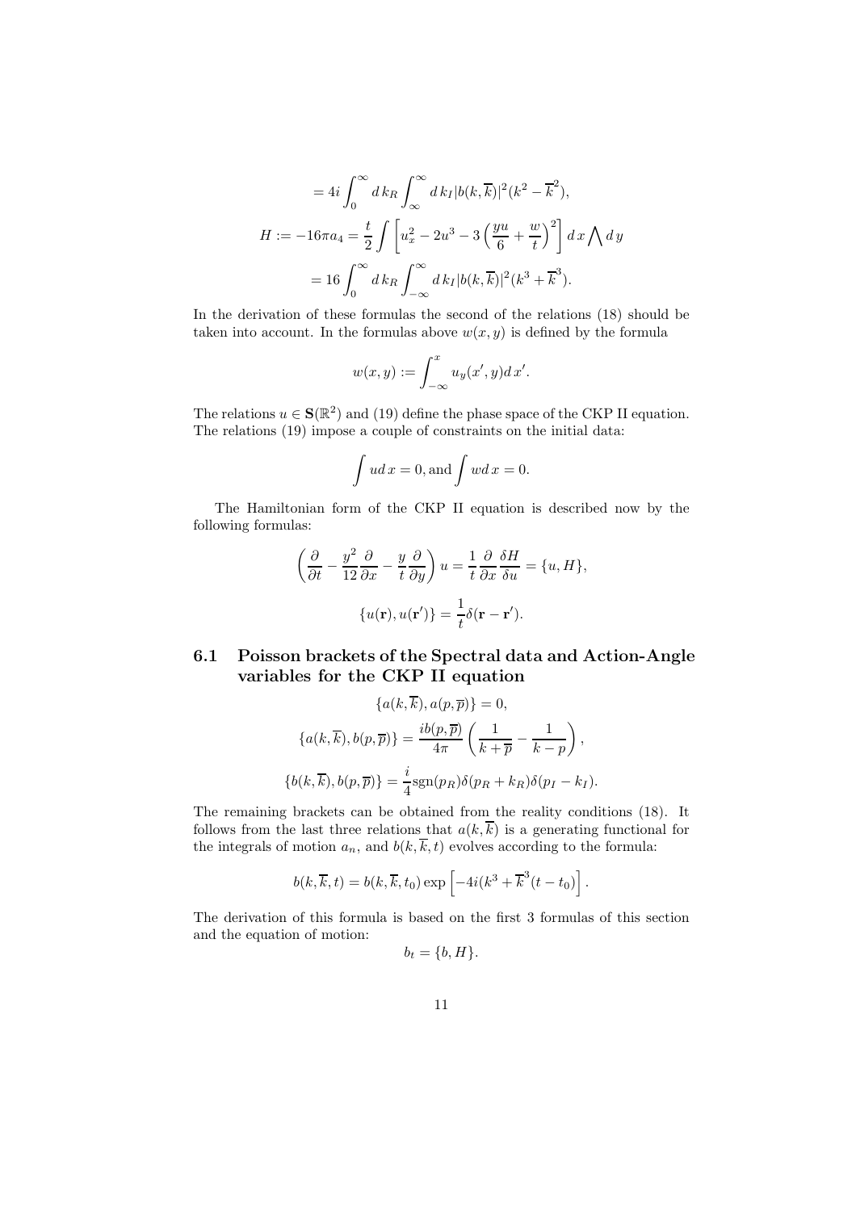$$= 4i\int_0^\infty d\,k_R \int_\infty^\infty d\,k_I |b(k,\overline{k})|^2 (k^2 - \overline{k}^2),$$

$$H := -16\pi a_4 = \frac{t}{2}\int \left[u_x^2 - 2u^3 - 3\left(\frac{yu}{6} + \frac{w}{t}\right)^2\right] d\,x \bigwedge d\,y$$

$$= 16\int_0^\infty d\,k_R \int_{-\infty}^\infty d\,k_I |b(k,\overline{k})|^2 (k^3 + \overline{k}^3).$$

In the derivation of these formulas the second of the relations (18) should be taken into account. In the formulas above $w(x,y)$ is defined by the formula

$$w(x,y) := \int_{-\infty}^x u_y(x',y) d\,x'.$$

The relations $u \in \mathbf{S}(\mathbb{R}^2)$ and (19) define the phase space of the CKP II equation. The relations (19) impose a couple of constraints on the initial data:

$$\int u d\,x = 0, \text{and} \int w d\,x = 0.$$

The Hamiltonian form of the CKP II equation is described now by the following formulas:

$$\left(\frac{\partial}{\partial t} - \frac{y^2}{12}\frac{\partial}{\partial x} - \frac{y}{t}\frac{\partial}{\partial y}\right) u = \frac{1}{t}\frac{\partial}{\partial x}\frac{\delta H}{\delta u} = \{u, H\},$$

$$\{u(\mathbf{r}), u(\mathbf{r}')\} = \frac{1}{t}\delta(\mathbf{r} - \mathbf{r}').$$

### 6.1 Poisson brackets of the Spectral data and Action-Angle variables for the CKP II equation

$$\{a(k,\overline{k}), a(p,\overline{p})\} = 0,$$

$$\{a(k,\overline{k}), b(p,\overline{p})\} = \frac{ib(p,\overline{p})}{4\pi}\left(\frac{1}{k+\overline{p}} - \frac{1}{k-p}\right),$$

$$\{b(k,\overline{k}), b(p,\overline{p})\} = \frac{i}{4}\text{sgn}(p_R)\delta(p_R + k_R)\delta(p_I - k_I).$$

The remaining brackets can be obtained from the reality conditions (18). It follows from the last three relations that $a(k,\overline{k})$ is a generating functional for the integrals of motion $a_n$, and $b(k,\overline{k},t)$ evolves according to the formula:

$$b(k,\overline{k},t) = b(k,\overline{k},t_0)\exp\left[-4i(k^3 + \overline{k}^3(t - t_0)\right].$$

The derivation of this formula is based on the first 3 formulas of this section and the equation of motion:

$$b_t = \{b, H\}.$$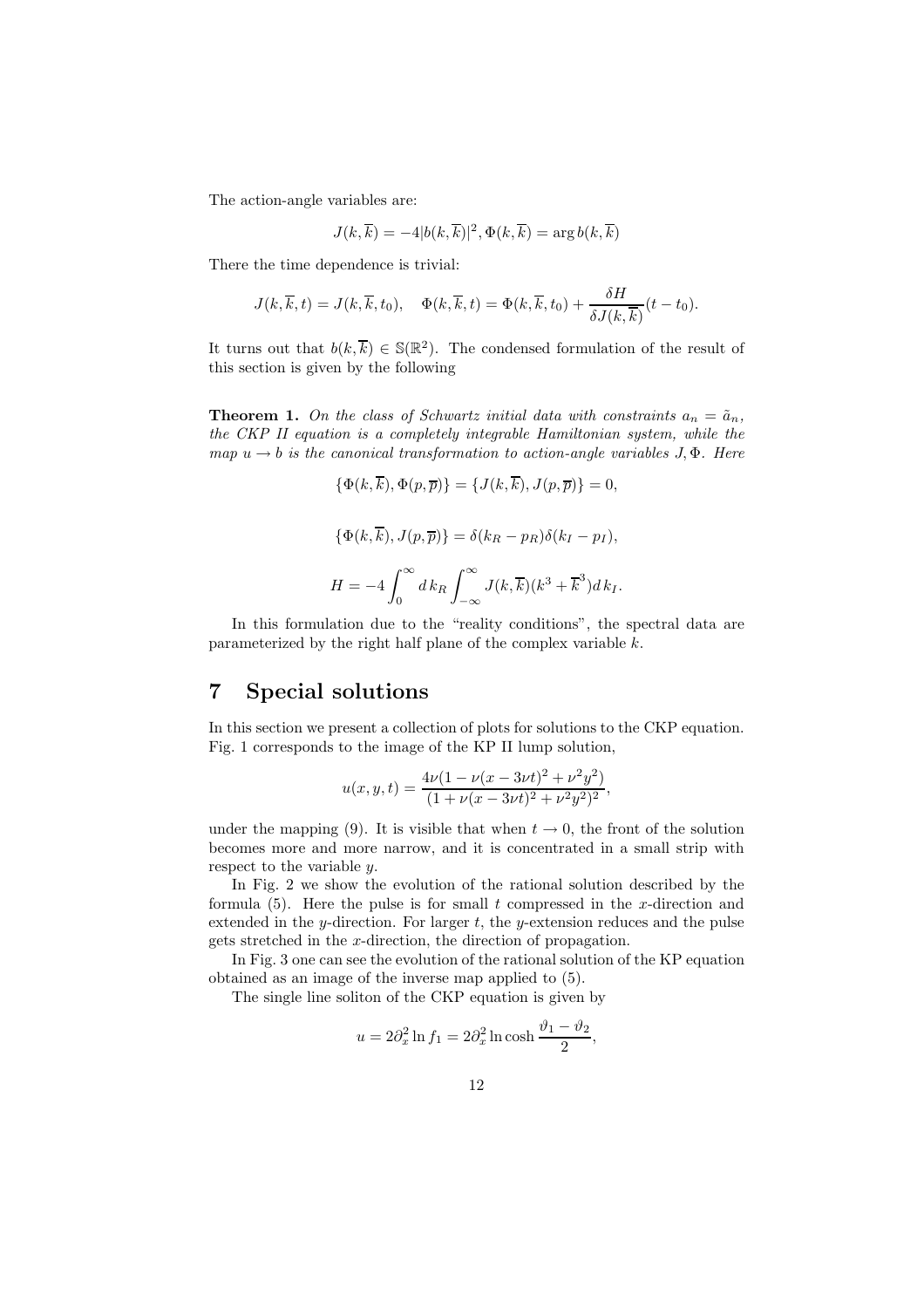The action-angle variables are:

$$J(k,\overline{k}) = -4|b(k,\overline{k})|^2, \Phi(k,\overline{k}) = \arg b(k,\overline{k})$$

There the time dependence is trivial:

$$J(k,\overline{k},t) = J(k,\overline{k},t_0), \quad \Phi(k,\overline{k},t) = \Phi(k,\overline{k},t_0) + \frac{\delta H}{\delta J(k,\overline{k})}(t-t_0).$$

It turns out that $b(k,\overline{k}) \in \mathbb{S}(\mathbb{R}^2)$. The condensed formulation of the result of this section is given by the following

**Theorem 1.** *On the class of Schwartz initial data with constraints $a_n = \tilde{a}_n$, the CKP II equation is a completely integrable Hamiltonian system, while the map $u \to b$ is the canonical transformation to action-angle variables $J, \Phi$. Here*

$$\{\Phi(k,\overline{k}), \Phi(p,\overline{p})\} = \{J(k,\overline{k}), J(p,\overline{p})\} = 0,$$

$$\{\Phi(k,\overline{k}), J(p,\overline{p})\} = \delta(k_R - p_R)\delta(k_I - p_I),$$

$$H = -4\int_0^\infty d\,k_R \int_{-\infty}^\infty J(k,\overline{k})(k^3 + \overline{k}^3)d\,k_I.$$

In this formulation due to the "reality conditions", the spectral data are parameterized by the right half plane of the complex variable $k$.

# 7 Special solutions

In this section we present a collection of plots for solutions to the CKP equation. Fig. 1 corresponds to the image of the KP II lump solution,

$$u(x,y,t) = \frac{4\nu(1-\nu(x-3\nu t)^2 + \nu^2 y^2)}{(1+\nu(x-3\nu t)^2 + \nu^2 y^2)^2},$$

under the mapping (9). It is visible that when $t \to 0$, the front of the solution becomes more and more narrow, and it is concentrated in a small strip with respect to the variable $y$.

In Fig. 2 we show the evolution of the rational solution described by the formula (5). Here the pulse is for small $t$ compressed in the $x$-direction and extended in the $y$-direction. For larger $t$, the $y$-extension reduces and the pulse gets stretched in the $x$-direction, the direction of propagation.

In Fig. 3 one can see the evolution of the rational solution of the KP equation obtained as an image of the inverse map applied to (5).

The single line soliton of the CKP equation is given by

$$u = 2\partial_x^2 \ln f_1 = 2\partial_x^2 \ln \cosh \frac{\vartheta_1 - \vartheta_2}{2},$$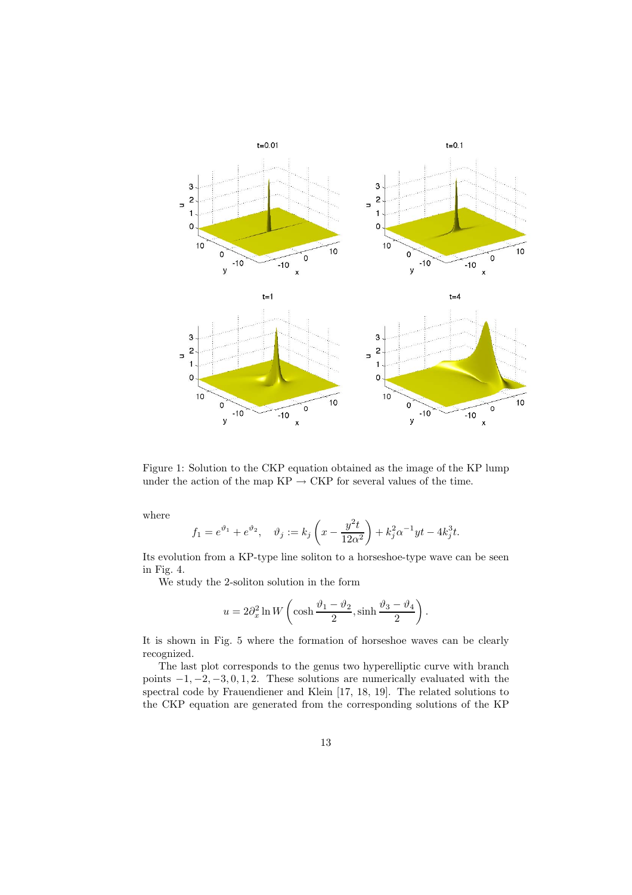Figure 1: Solution to the CKP equation obtained as the image of the KP lump under the action of the map KP → CKP for several values of the time.

where

$$f_1 = e^{\vartheta_1} + e^{\vartheta_2}, \quad \vartheta_j := k_j\left(x - \frac{y^2 t}{12\alpha^2}\right) + k_j^2 \alpha^{-1} y t - 4k_j^3 t.$$

Its evolution from a KP-type line soliton to a horseshoe-type wave can be seen in Fig. 4.

We study the 2-soliton solution in the form

$$u = 2\partial_x^2 \ln W\left(\cosh\frac{\vartheta_1 - \vartheta_2}{2}, \sinh\frac{\vartheta_3 - \vartheta_4}{2}\right).$$

It is shown in Fig. 5 where the formation of horseshoe waves can be clearly recognized.

The last plot corresponds to the genus two hyperelliptic curve with branch points $-1, -2, -3, 0, 1, 2$. These solutions are numerically evaluated with the spectral code by Frauendiener and Klein [17, 18, 19]. The related solutions to the CKP equation are generated from the corresponding solutions of the KP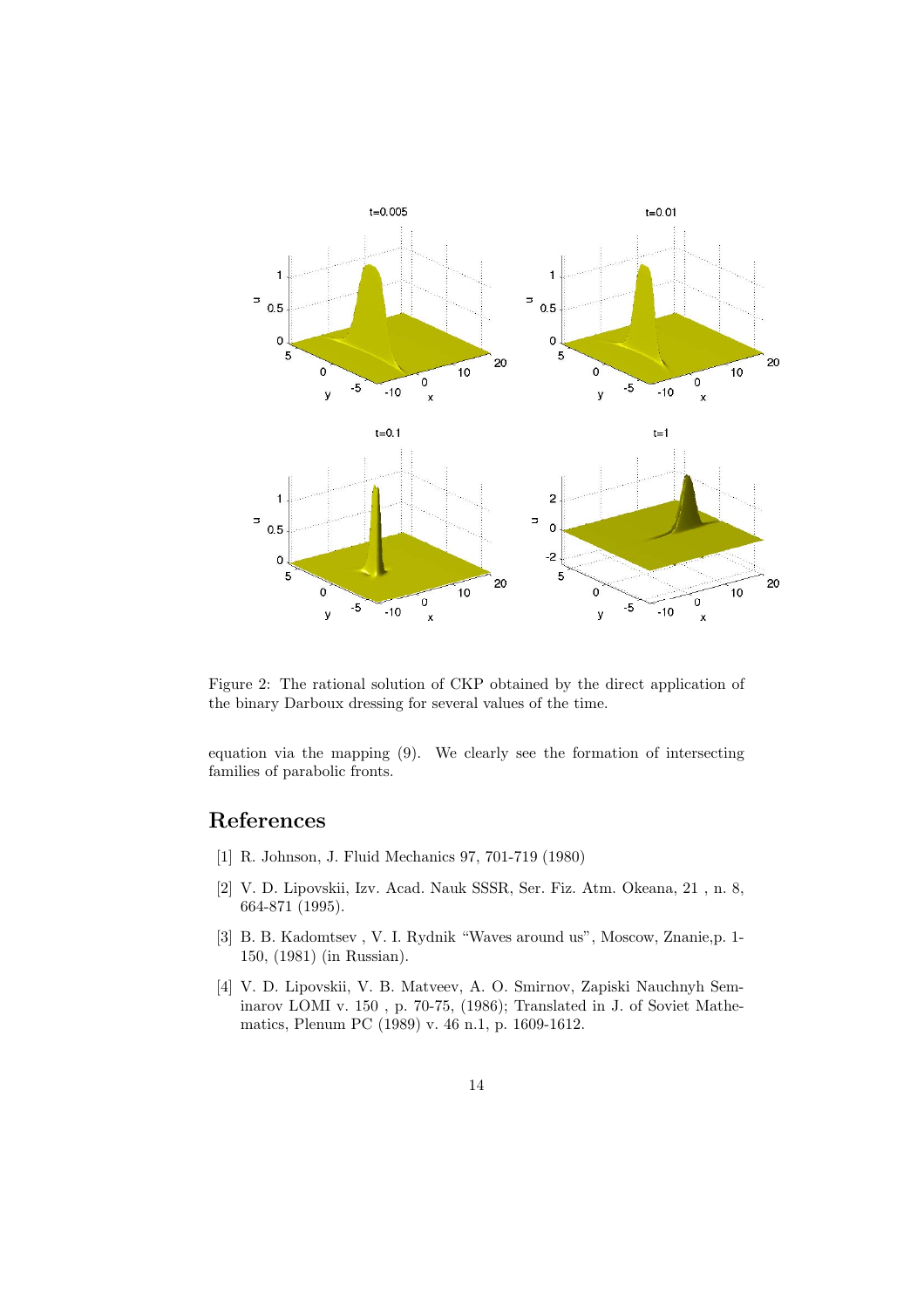Figure 2: The rational solution of CKP obtained by the direct application of the binary Darboux dressing for several values of the time.

equation via the mapping (9). We clearly see the formation of intersecting families of parabolic fronts.

# References

[1] R. Johnson, J. Fluid Mechanics 97, 701-719 (1980)

[2] V. D. Lipovskii, Izv. Acad. Nauk SSSR, Ser. Fiz. Atm. Okeana, 21 , n. 8, 664-871 (1995).

[3] B. B. Kadomtsev , V. I. Rydnik "Waves around us", Moscow, Znanie,p. 1-150, (1981) (in Russian).

[4] V. D. Lipovskii, V. B. Matveev, A. O. Smirnov, Zapiski Nauchnyh Seminarov LOMI v. 150 , p. 70-75, (1986); Translated in J. of Soviet Mathematics, Plenum PC (1989) v. 46 n.1, p. 1609-1612.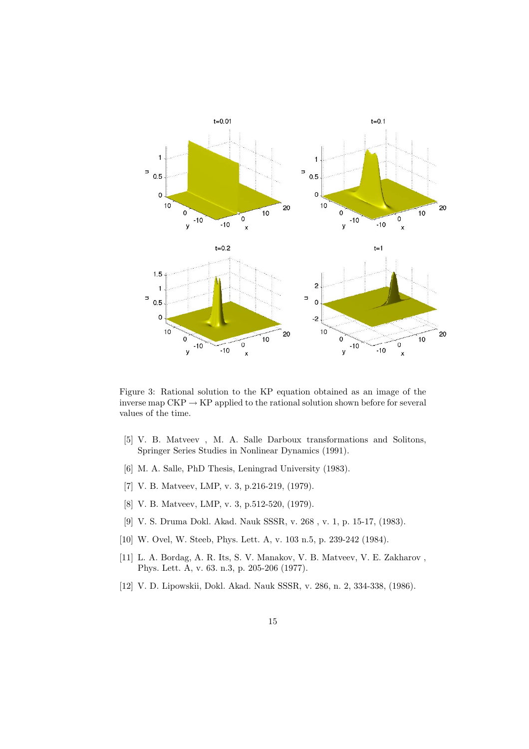Figure 3: Rational solution to the KP equation obtained as an image of the inverse map CKP $\rightarrow$ KP applied to the rational solution shown before for several values of the time.

[5] V. B. Matveev , M. A. Salle Darboux transformations and Solitons, Springer Series Studies in Nonlinear Dynamics (1991).

[6] M. A. Salle, PhD Thesis, Leningrad University (1983).

[7] V. B. Matveev, LMP, v. 3, p.216-219, (1979).

[8] V. B. Matveev, LMP, v. 3, p.512-520, (1979).

[9] V. S. Druma Dokl. Akad. Nauk SSSR, v. 268 , v. 1, p. 15-17, (1983).

[10] W. Ovel, W. Steeb, Phys. Lett. A, v. 103 n.5, p. 239-242 (1984).

[11] L. A. Bordag, A. R. Its, S. V. Manakov, V. B. Matveev, V. E. Zakharov , Phys. Lett. A, v. 63. n.3, p. 205-206 (1977).

[12] V. D. Lipowskii, Dokl. Akad. Nauk SSSR, v. 286, n. 2, 334-338, (1986).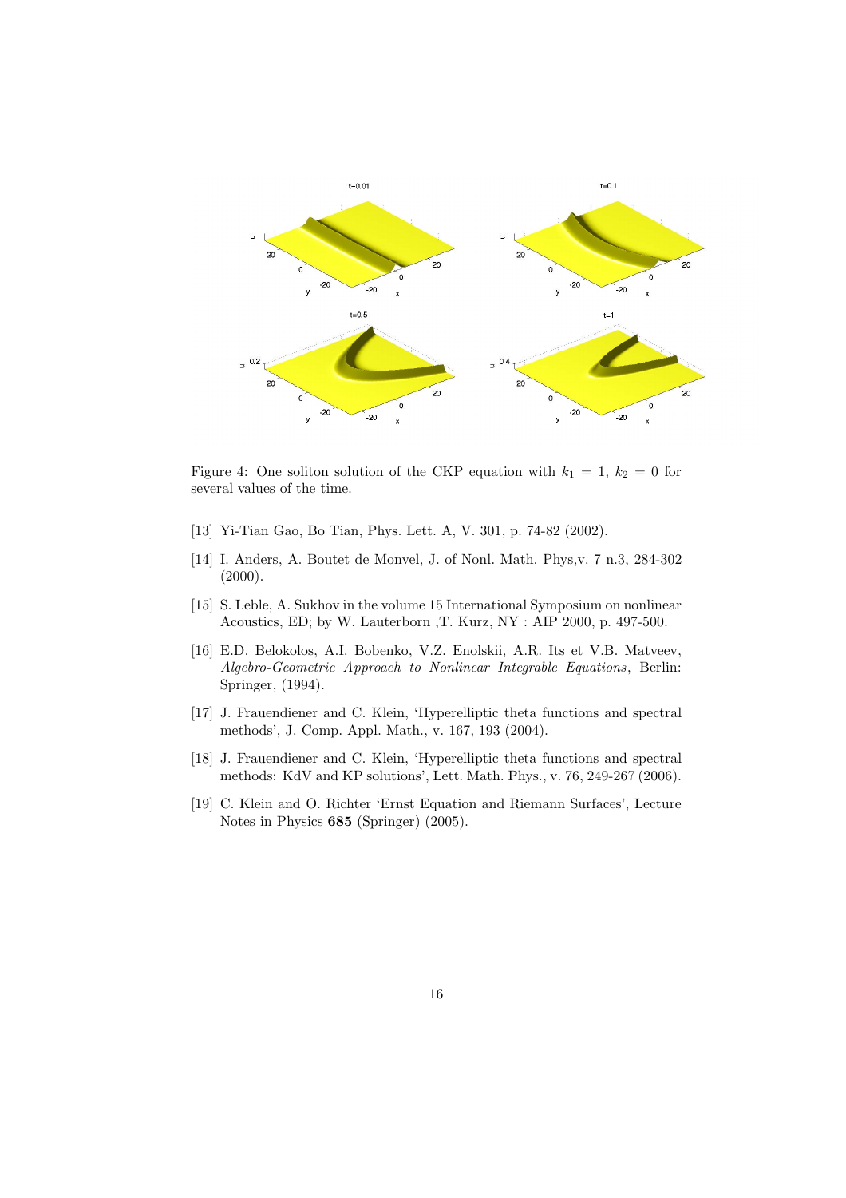Figure 4: One soliton solution of the CKP equation with $k_1 = 1$, $k_2 = 0$ for several values of the time.

[13] Yi-Tian Gao, Bo Tian, Phys. Lett. A, V. 301, p. 74-82 (2002).

[14] I. Anders, A. Boutet de Monvel, J. of Nonl. Math. Phys,v. 7 n.3, 284-302 (2000).

[15] S. Leble, A. Sukhov in the volume 15 International Symposium on nonlinear Acoustics, ED; by W. Lauterborn ,T. Kurz, NY : AIP 2000, p. 497-500.

[16] E.D. Belokolos, A.I. Bobenko, V.Z. Enolskii, A.R. Its et V.B. Matveev, *Algebro-Geometric Approach to Nonlinear Integrable Equations*, Berlin: Springer, (1994).

[17] J. Frauendiener and C. Klein, 'Hyperelliptic theta functions and spectral methods', J. Comp. Appl. Math., v. 167, 193 (2004).

[18] J. Frauendiener and C. Klein, 'Hyperelliptic theta functions and spectral methods: KdV and KP solutions', Lett. Math. Phys., v. 76, 249-267 (2006).

[19] C. Klein and O. Richter 'Ernst Equation and Riemann Surfaces', Lecture Notes in Physics **685** (Springer) (2005).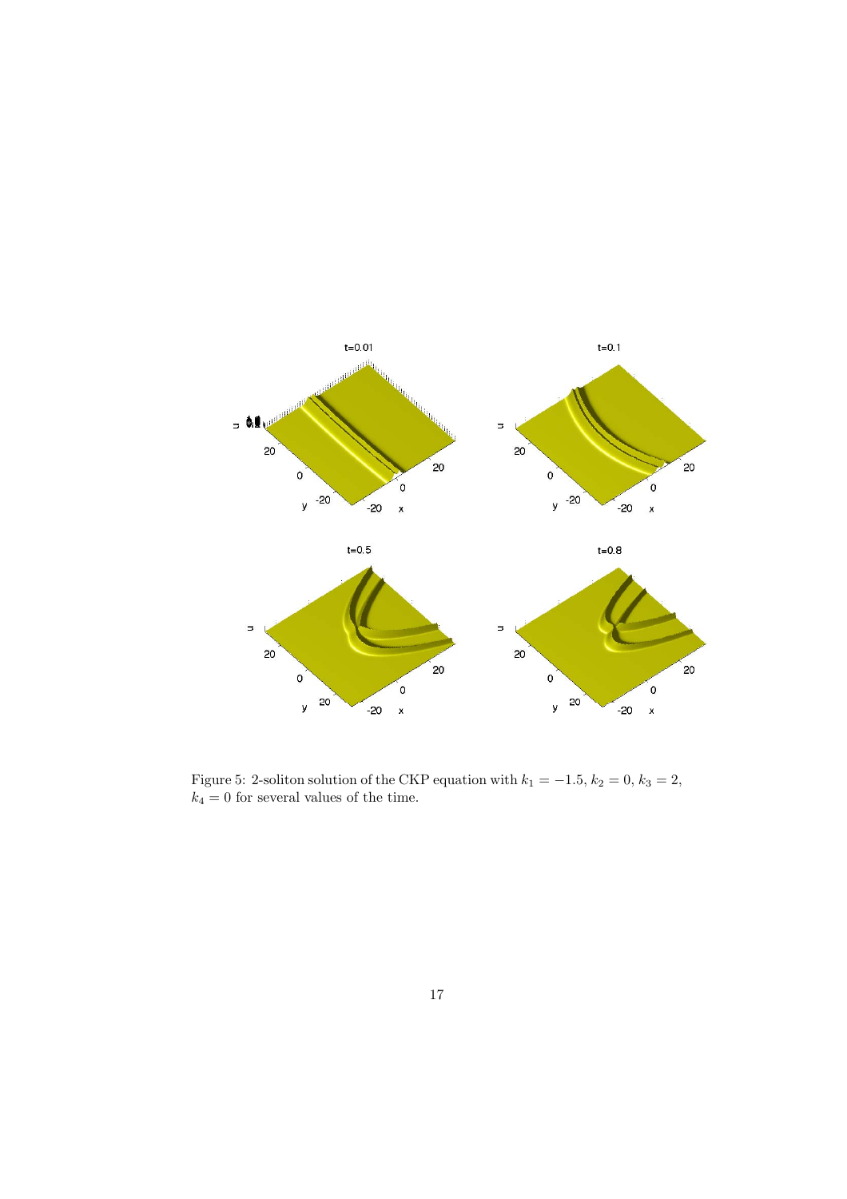Figure 5: 2-soliton solution of the CKP equation with $k_1 = -1.5$, $k_2 = 0$, $k_3 = 2$, $k_4 = 0$ for several values of the time.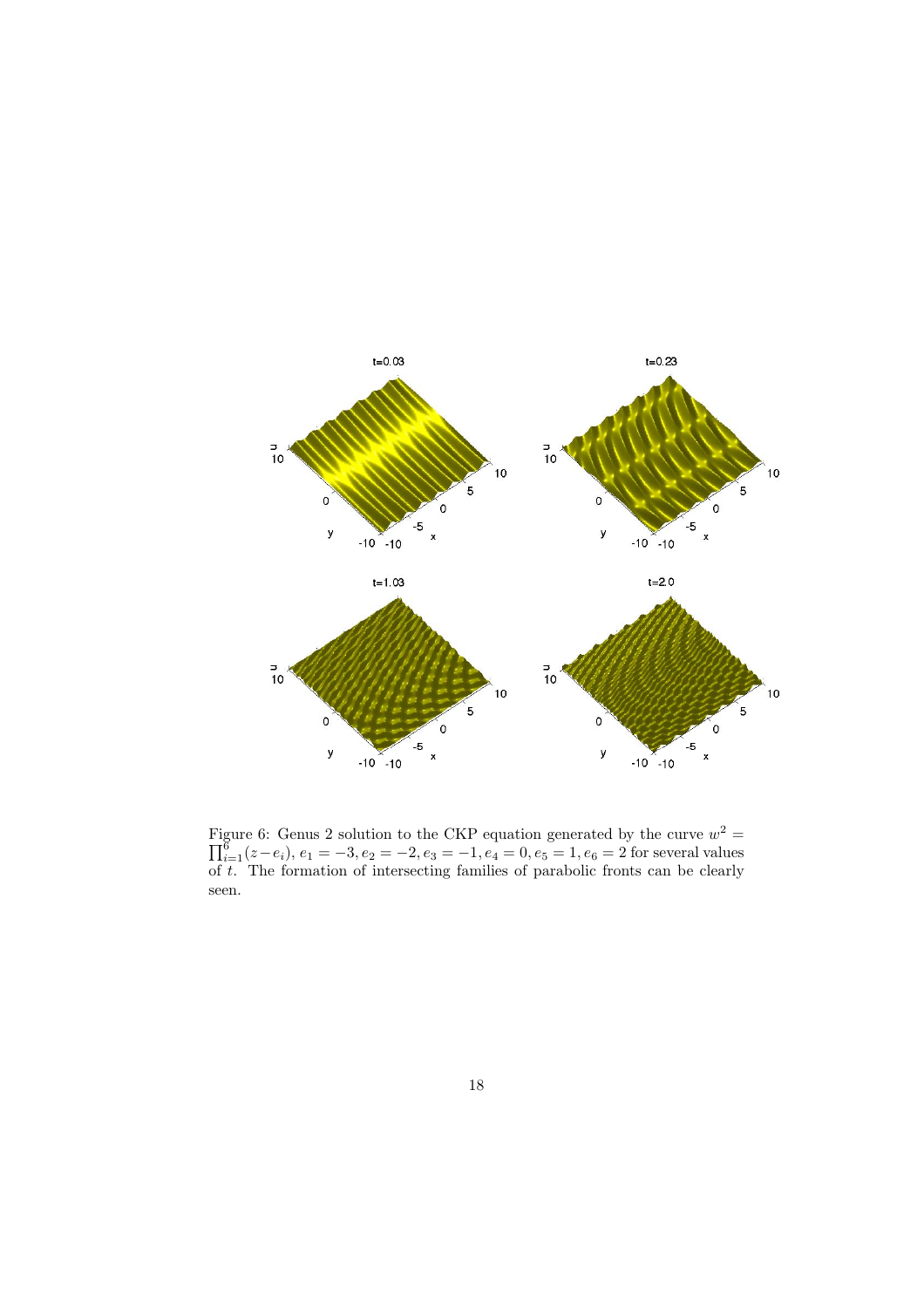t=0.03

u
10

0

y
-10 -10

-5
x

0

5

10

t=0.23

u
10

0

y
-10 -10

-5
x

0

5

10

t=1.03

u
10

0

y
-10 -10

-5
x

0

5

10

t=2.0

u
10

0

y
-10 -10

-5
x

0

5

10

Figure 6: Genus 2 solution to the CKP equation generated by the curve $w^2 = \prod_{i=1}^{6}(z-e_i)$, $e_1 = -3, e_2 = -2, e_3 = -1, e_4 = 0, e_5 = 1, e_6 = 2$ for several values of $t$. The formation of intersecting families of parabolic fronts can be clearly seen.